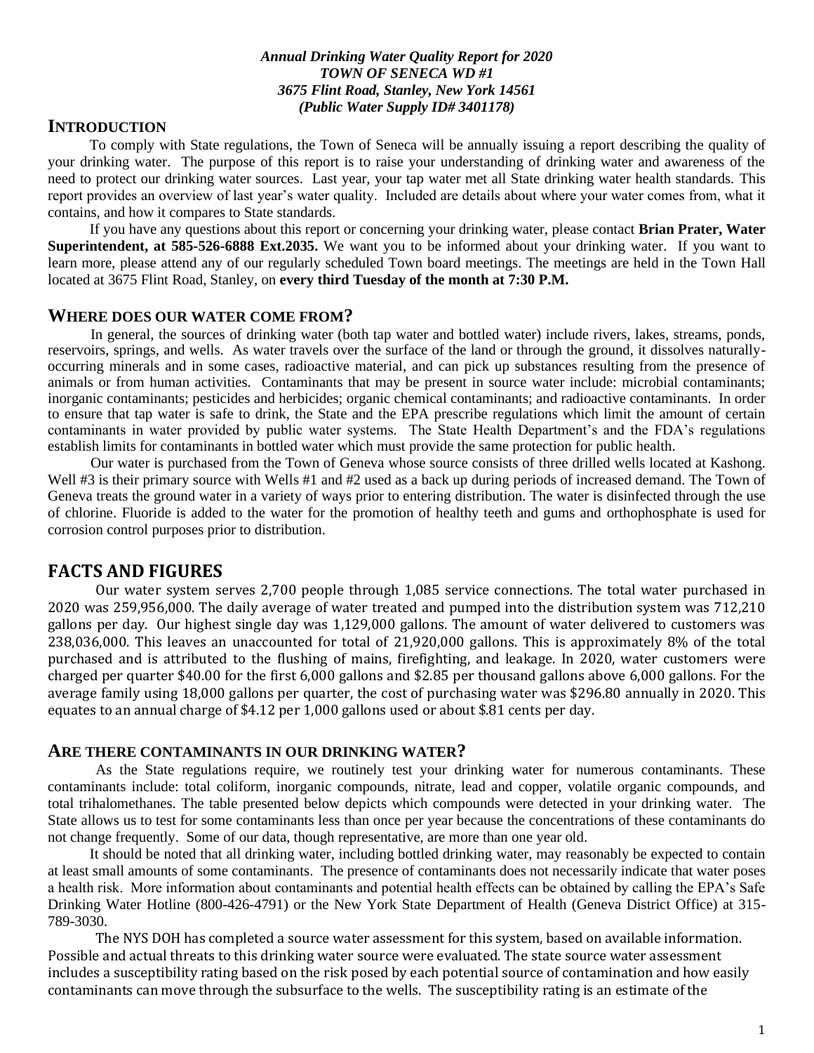***Annual Drinking Water Quality Report for 2020***
***TOWN OF SENECA WD #1***
***3675 Flint Road, Stanley, New York 14561***
***(Public Water Supply ID# 3401178)***

## INTRODUCTION

To comply with State regulations, the Town of Seneca will be annually issuing a report describing the quality of your drinking water. The purpose of this report is to raise your understanding of drinking water and awareness of the need to protect our drinking water sources. Last year, your tap water met all State drinking water health standards. This report provides an overview of last year's water quality. Included are details about where your water comes from, what it contains, and how it compares to State standards.

If you have any questions about this report or concerning your drinking water, please contact **Brian Prater, Water Superintendent, at 585-526-6888 Ext.2035.** We want you to be informed about your drinking water. If you want to learn more, please attend any of our regularly scheduled Town board meetings. The meetings are held in the Town Hall located at 3675 Flint Road, Stanley, on **every third Tuesday of the month at 7:30 P.M.**

## WHERE DOES OUR WATER COME FROM?

In general, the sources of drinking water (both tap water and bottled water) include rivers, lakes, streams, ponds, reservoirs, springs, and wells. As water travels over the surface of the land or through the ground, it dissolves naturally-occurring minerals and in some cases, radioactive material, and can pick up substances resulting from the presence of animals or from human activities. Contaminants that may be present in source water include: microbial contaminants; inorganic contaminants; pesticides and herbicides; organic chemical contaminants; and radioactive contaminants. In order to ensure that tap water is safe to drink, the State and the EPA prescribe regulations which limit the amount of certain contaminants in water provided by public water systems. The State Health Department's and the FDA's regulations establish limits for contaminants in bottled water which must provide the same protection for public health.

Our water is purchased from the Town of Geneva whose source consists of three drilled wells located at Kashong. Well #3 is their primary source with Wells #1 and #2 used as a back up during periods of increased demand. The Town of Geneva treats the ground water in a variety of ways prior to entering distribution. The water is disinfected through the use of chlorine. Fluoride is added to the water for the promotion of healthy teeth and gums and orthophosphate is used for corrosion control purposes prior to distribution.

## FACTS AND FIGURES

Our water system serves 2,700 people through 1,085 service connections. The total water purchased in 2020 was 259,956,000. The daily average of water treated and pumped into the distribution system was 712,210 gallons per day. Our highest single day was 1,129,000 gallons. The amount of water delivered to customers was 238,036,000. This leaves an unaccounted for total of 21,920,000 gallons. This is approximately 8% of the total purchased and is attributed to the flushing of mains, firefighting, and leakage. In 2020, water customers were charged per quarter $40.00 for the first 6,000 gallons and $2.85 per thousand gallons above 6,000 gallons. For the average family using 18,000 gallons per quarter, the cost of purchasing water was $296.80 annually in 2020. This equates to an annual charge of $4.12 per 1,000 gallons used or about $.81 cents per day.

## ARE THERE CONTAMINANTS IN OUR DRINKING WATER?

As the State regulations require, we routinely test your drinking water for numerous contaminants. These contaminants include: total coliform, inorganic compounds, nitrate, lead and copper, volatile organic compounds, and total trihalomethanes. The table presented below depicts which compounds were detected in your drinking water. The State allows us to test for some contaminants less than once per year because the concentrations of these contaminants do not change frequently. Some of our data, though representative, are more than one year old.

It should be noted that all drinking water, including bottled drinking water, may reasonably be expected to contain at least small amounts of some contaminants. The presence of contaminants does not necessarily indicate that water poses a health risk. More information about contaminants and potential health effects can be obtained by calling the EPA's Safe Drinking Water Hotline (800-426-4791) or the New York State Department of Health (Geneva District Office) at 315-789-3030.

The NYS DOH has completed a source water assessment for this system, based on available information. Possible and actual threats to this drinking water source were evaluated. The state source water assessment includes a susceptibility rating based on the risk posed by each potential source of contamination and how easily contaminants can move through the subsurface to the wells. The susceptibility rating is an estimate of the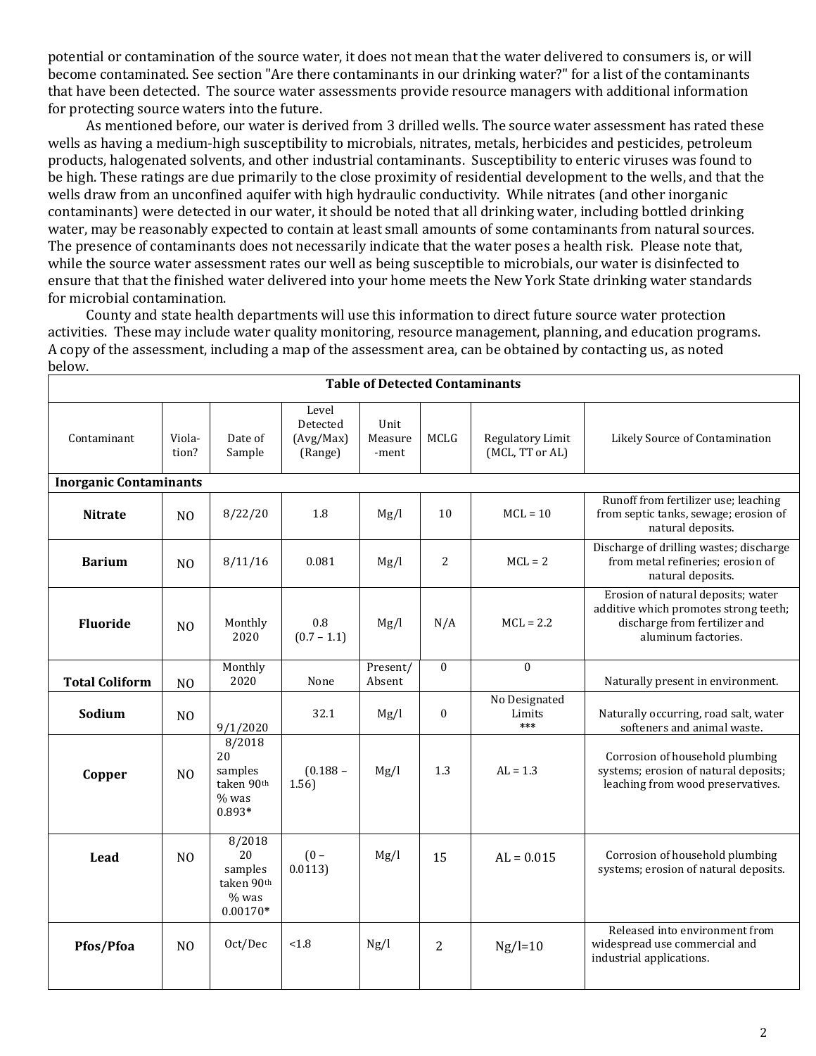potential or contamination of the source water, it does not mean that the water delivered to consumers is, or will become contaminated. See section "Are there contaminants in our drinking water?" for a list of the contaminants that have been detected. The source water assessments provide resource managers with additional information for protecting source waters into the future.

As mentioned before, our water is derived from 3 drilled wells. The source water assessment has rated these wells as having a medium-high susceptibility to microbials, nitrates, metals, herbicides and pesticides, petroleum products, halogenated solvents, and other industrial contaminants. Susceptibility to enteric viruses was found to be high. These ratings are due primarily to the close proximity of residential development to the wells, and that the wells draw from an unconfined aquifer with high hydraulic conductivity. While nitrates (and other inorganic contaminants) were detected in our water, it should be noted that all drinking water, including bottled drinking water, may be reasonably expected to contain at least small amounts of some contaminants from natural sources. The presence of contaminants does not necessarily indicate that the water poses a health risk. Please note that, while the source water assessment rates our well as being susceptible to microbials, our water is disinfected to ensure that that the finished water delivered into your home meets the New York State drinking water standards for microbial contamination.

County and state health departments will use this information to direct future source water protection activities. These may include water quality monitoring, resource management, planning, and education programs. A copy of the assessment, including a map of the assessment area, can be obtained by contacting us, as noted below.

**Table of Detected Contaminants**

| Contaminant | Viola-tion? | Date of Sample | Level Detected (Avg/Max) (Range) | Unit Measure -ment | MCLG | Regulatory Limit (MCL, TT or AL) | Likely Source of Contamination |
|---|---|---|---|---|---|---|---|
| **Inorganic Contaminants** | | | | | | | |
| **Nitrate** | NO | 8/22/20 | 1.8 | Mg/l | 10 | MCL = 10 | Runoff from fertilizer use; leaching from septic tanks, sewage; erosion of natural deposits. |
| **Barium** | NO | 8/11/16 | 0.081 | Mg/l | 2 | MCL = 2 | Discharge of drilling wastes; discharge from metal refineries; erosion of natural deposits. |
| **Fluoride** | NO | Monthly 2020 | 0.8 (0.7 – 1.1) | Mg/l | N/A | MCL = 2.2 | Erosion of natural deposits; water additive which promotes strong teeth; discharge from fertilizer and aluminum factories. |
| **Total Coliform** | NO | Monthly 2020 | None | Present/ Absent | 0 | 0 | Naturally present in environment. |
| **Sodium** | NO | 9/1/2020 | 32.1 | Mg/l | 0 | No Designated Limits *** | Naturally occurring, road salt, water softeners and animal waste. |
| **Copper** | NO | 8/2018 20 samples taken 90th % was 0.893* | (0.188 – 1.56) | Mg/l | 1.3 | AL = 1.3 | Corrosion of household plumbing systems; erosion of natural deposits; leaching from wood preservatives. |
| **Lead** | NO | 8/2018 20 samples taken 90th % was 0.00170* | (0 – 0.0113) | Mg/l | 15 | AL = 0.015 | Corrosion of household plumbing systems; erosion of natural deposits. |
| **Pfos/Pfoa** | NO | Oct/Dec | <1.8 | Ng/l | 2 | Ng/l=10 | Released into environment from widespread use commercial and industrial applications. |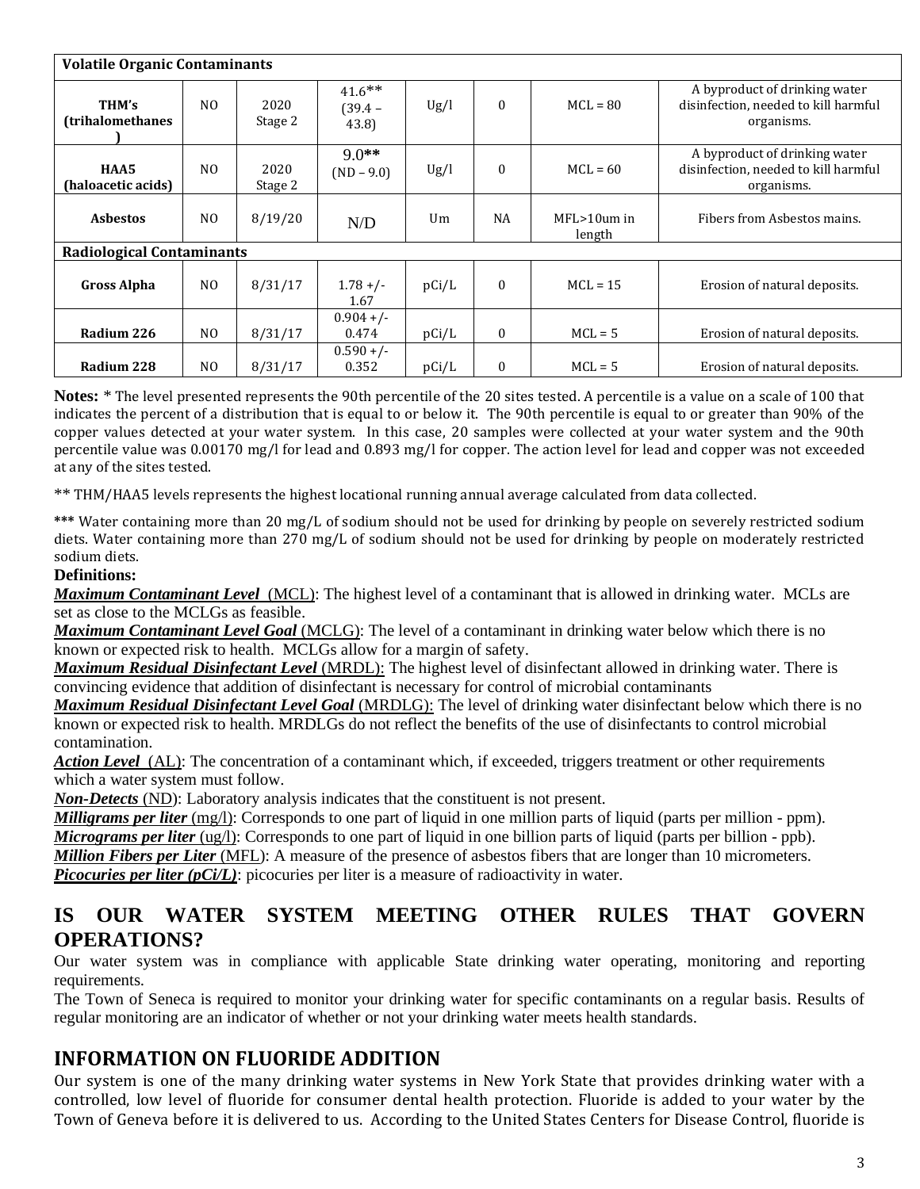| Volatile Organic Contaminants | | | | | | | |
|---|---|---|---|---|---|---|---|
| **THM's (trihalomethanes)** | NO | 2020 Stage 2 | 41.6** (39.4 – 43.8) | Ug/l | 0 | MCL = 80 | A byproduct of drinking water disinfection, needed to kill harmful organisms. |
| **HAA5 (haloacetic acids)** | NO | 2020 Stage 2 | 9.0** (ND – 9.0) | Ug/l | 0 | MCL = 60 | A byproduct of drinking water disinfection, needed to kill harmful organisms. |
| **Asbestos** | NO | 8/19/20 | N/D | Um | NA | MFL>10um in length | Fibers from Asbestos mains. |
| **Radiological Contaminants** | | | | | | | |
| **Gross Alpha** | NO | 8/31/17 | 1.78 +/- 1.67 | pCi/L | 0 | MCL = 15 | Erosion of natural deposits. |
| **Radium 226** | NO | 8/31/17 | 0.904 +/- 0.474 | pCi/L | 0 | MCL = 5 | Erosion of natural deposits. |
| **Radium 228** | NO | 8/31/17 | 0.590 +/- 0.352 | pCi/L | 0 | MCL = 5 | Erosion of natural deposits. |

**Notes:** * The level presented represents the 90th percentile of the 20 sites tested. A percentile is a value on a scale of 100 that indicates the percent of a distribution that is equal to or below it. The 90th percentile is equal to or greater than 90% of the copper values detected at your water system. In this case, 20 samples were collected at your water system and the 90th percentile value was 0.00170 mg/l for lead and 0.893 mg/l for copper. The action level for lead and copper was not exceeded at any of the sites tested.

** THM/HAA5 levels represents the highest locational running annual average calculated from data collected.

*** Water containing more than 20 mg/L of sodium should not be used for drinking by people on severely restricted sodium diets. Water containing more than 270 mg/L of sodium should not be used for drinking by people on moderately restricted sodium diets.

**Definitions:**

***Maximum Contaminant Level*** (MCL): The highest level of a contaminant that is allowed in drinking water. MCLs are set as close to the MCLGs as feasible.

***Maximum Contaminant Level Goal*** (MCLG): The level of a contaminant in drinking water below which there is no known or expected risk to health. MCLGs allow for a margin of safety.

***Maximum Residual Disinfectant Level*** (MRDL): The highest level of disinfectant allowed in drinking water. There is convincing evidence that addition of disinfectant is necessary for control of microbial contaminants

***Maximum Residual Disinfectant Level Goal*** (MRDLG): The level of drinking water disinfectant below which there is no known or expected risk to health. MRDLGs do not reflect the benefits of the use of disinfectants to control microbial contamination.

***Action Level*** (AL): The concentration of a contaminant which, if exceeded, triggers treatment or other requirements which a water system must follow.

***Non-Detects*** (ND): Laboratory analysis indicates that the constituent is not present.

***Milligrams per liter*** (mg/l): Corresponds to one part of liquid in one million parts of liquid (parts per million - ppm).

***Micrograms per liter*** (ug/l): Corresponds to one part of liquid in one billion parts of liquid (parts per billion - ppb).

***Million Fibers per Liter*** (MFL): A measure of the presence of asbestos fibers that are longer than 10 micrometers.

***Picocuries per liter (pCi/L)***: picocuries per liter is a measure of radioactivity in water.

## IS OUR WATER SYSTEM MEETING OTHER RULES THAT GOVERN OPERATIONS?

Our water system was in compliance with applicable State drinking water operating, monitoring and reporting requirements.

The Town of Seneca is required to monitor your drinking water for specific contaminants on a regular basis. Results of regular monitoring are an indicator of whether or not your drinking water meets health standards.

## INFORMATION ON FLUORIDE ADDITION

Our system is one of the many drinking water systems in New York State that provides drinking water with a controlled, low level of fluoride for consumer dental health protection. Fluoride is added to your water by the Town of Geneva before it is delivered to us. According to the United States Centers for Disease Control, fluoride is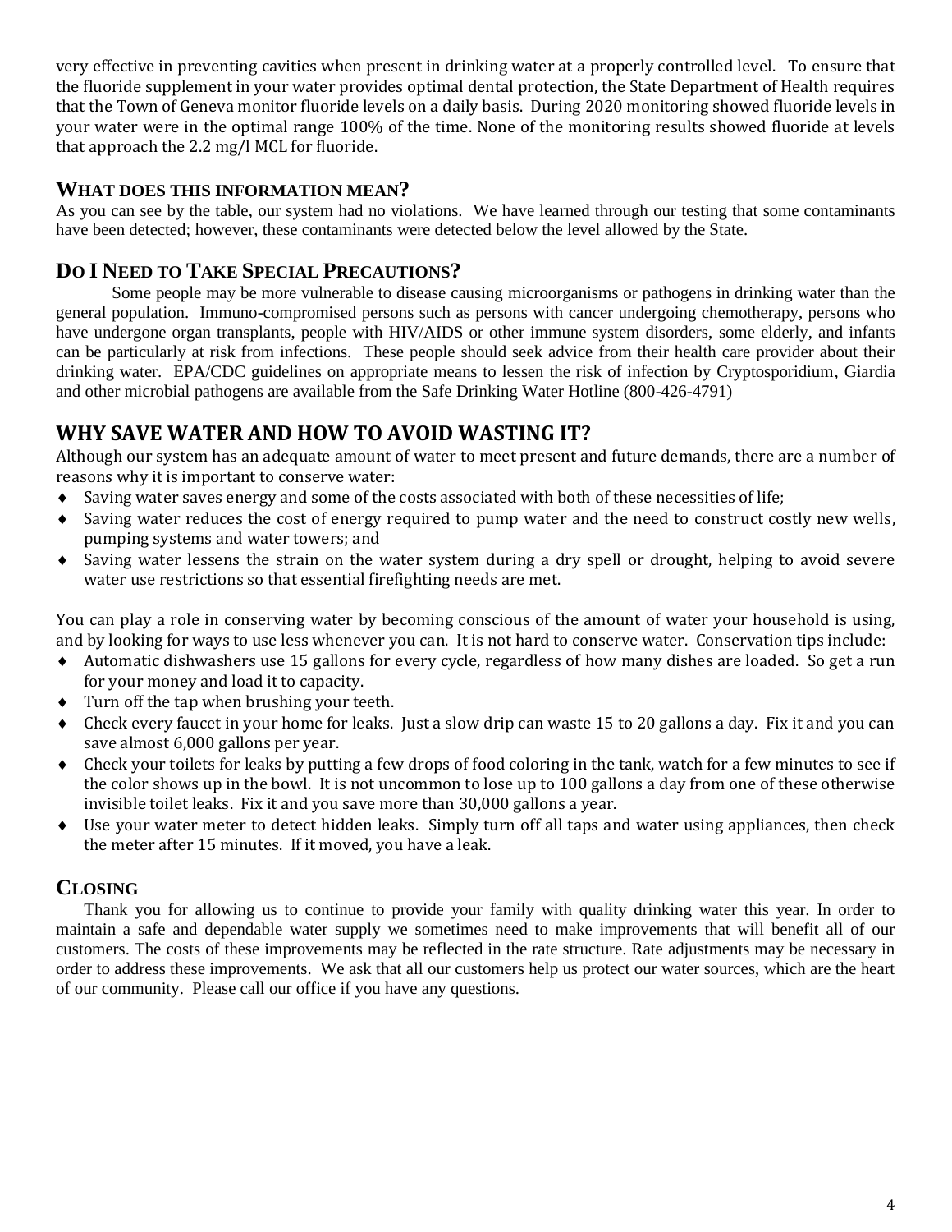very effective in preventing cavities when present in drinking water at a properly controlled level. To ensure that the fluoride supplement in your water provides optimal dental protection, the State Department of Health requires that the Town of Geneva monitor fluoride levels on a daily basis. During 2020 monitoring showed fluoride levels in your water were in the optimal range 100% of the time. None of the monitoring results showed fluoride at levels that approach the 2.2 mg/l MCL for fluoride.

## WHAT DOES THIS INFORMATION MEAN?

As you can see by the table, our system had no violations. We have learned through our testing that some contaminants have been detected; however, these contaminants were detected below the level allowed by the State.

## DO I NEED TO TAKE SPECIAL PRECAUTIONS?

Some people may be more vulnerable to disease causing microorganisms or pathogens in drinking water than the general population. Immuno-compromised persons such as persons with cancer undergoing chemotherapy, persons who have undergone organ transplants, people with HIV/AIDS or other immune system disorders, some elderly, and infants can be particularly at risk from infections. These people should seek advice from their health care provider about their drinking water. EPA/CDC guidelines on appropriate means to lessen the risk of infection by Cryptosporidium, Giardia and other microbial pathogens are available from the Safe Drinking Water Hotline (800-426-4791)

## WHY SAVE WATER AND HOW TO AVOID WASTING IT?

Although our system has an adequate amount of water to meet present and future demands, there are a number of reasons why it is important to conserve water:

- Saving water saves energy and some of the costs associated with both of these necessities of life;
- Saving water reduces the cost of energy required to pump water and the need to construct costly new wells, pumping systems and water towers; and
- Saving water lessens the strain on the water system during a dry spell or drought, helping to avoid severe water use restrictions so that essential firefighting needs are met.

You can play a role in conserving water by becoming conscious of the amount of water your household is using, and by looking for ways to use less whenever you can. It is not hard to conserve water. Conservation tips include:

- Automatic dishwashers use 15 gallons for every cycle, regardless of how many dishes are loaded. So get a run for your money and load it to capacity.
- Turn off the tap when brushing your teeth.
- Check every faucet in your home for leaks. Just a slow drip can waste 15 to 20 gallons a day. Fix it and you can save almost 6,000 gallons per year.
- Check your toilets for leaks by putting a few drops of food coloring in the tank, watch for a few minutes to see if the color shows up in the bowl. It is not uncommon to lose up to 100 gallons a day from one of these otherwise invisible toilet leaks. Fix it and you save more than 30,000 gallons a year.
- Use your water meter to detect hidden leaks. Simply turn off all taps and water using appliances, then check the meter after 15 minutes. If it moved, you have a leak.

## CLOSING

Thank you for allowing us to continue to provide your family with quality drinking water this year. In order to maintain a safe and dependable water supply we sometimes need to make improvements that will benefit all of our customers. The costs of these improvements may be reflected in the rate structure. Rate adjustments may be necessary in order to address these improvements. We ask that all our customers help us protect our water sources, which are the heart of our community. Please call our office if you have any questions.